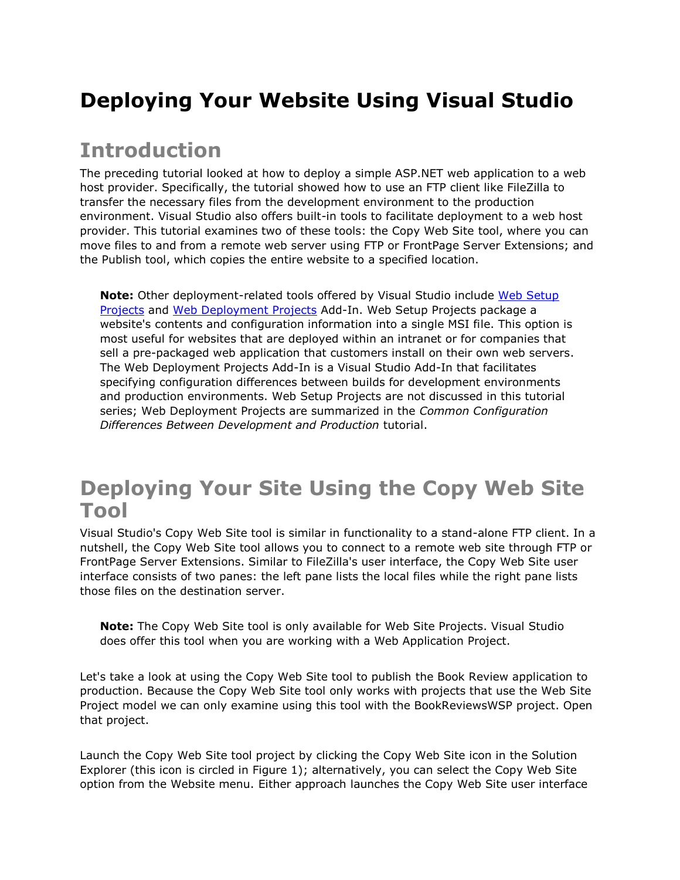# Deploying Your Website Using Visual Studio

## Introduction

The preceding tutorial looked at how to deploy a simple ASP.NET web application to a web host provider. Specifically, the tutorial showed how to use an FTP client like FileZilla to transfer the necessary files from the development environment to the production environment. Visual Studio also offers built-in tools to facilitate deployment to a web host provider. This tutorial examines two of these tools: the Copy Web Site tool, where you can move files to and from a remote web server using FTP or FrontPage Server Extensions; and the Publish tool, which copies the entire website to a specified location.

> **Note:** Other deployment-related tools offered by Visual Studio include Web Setup Projects and Web Deployment Projects Add-In. Web Setup Projects package a website's contents and configuration information into a single MSI file. This option is most useful for websites that are deployed within an intranet or for companies that sell a pre-packaged web application that customers install on their own web servers. The Web Deployment Projects Add-In is a Visual Studio Add-In that facilitates specifying configuration differences between builds for development environments and production environments. Web Setup Projects are not discussed in this tutorial series; Web Deployment Projects are summarized in the *Common Configuration Differences Between Development and Production* tutorial.

## Deploying Your Site Using the Copy Web Site Tool

Visual Studio's Copy Web Site tool is similar in functionality to a stand-alone FTP client. In a nutshell, the Copy Web Site tool allows you to connect to a remote web site through FTP or FrontPage Server Extensions. Similar to FileZilla's user interface, the Copy Web Site user interface consists of two panes: the left pane lists the local files while the right pane lists those files on the destination server.

> **Note:** The Copy Web Site tool is only available for Web Site Projects. Visual Studio does offer this tool when you are working with a Web Application Project.

Let's take a look at using the Copy Web Site tool to publish the Book Review application to production. Because the Copy Web Site tool only works with projects that use the Web Site Project model we can only examine using this tool with the BookReviewsWSP project. Open that project.

Launch the Copy Web Site tool project by clicking the Copy Web Site icon in the Solution Explorer (this icon is circled in Figure 1); alternatively, you can select the Copy Web Site option from the Website menu. Either approach launches the Copy Web Site user interface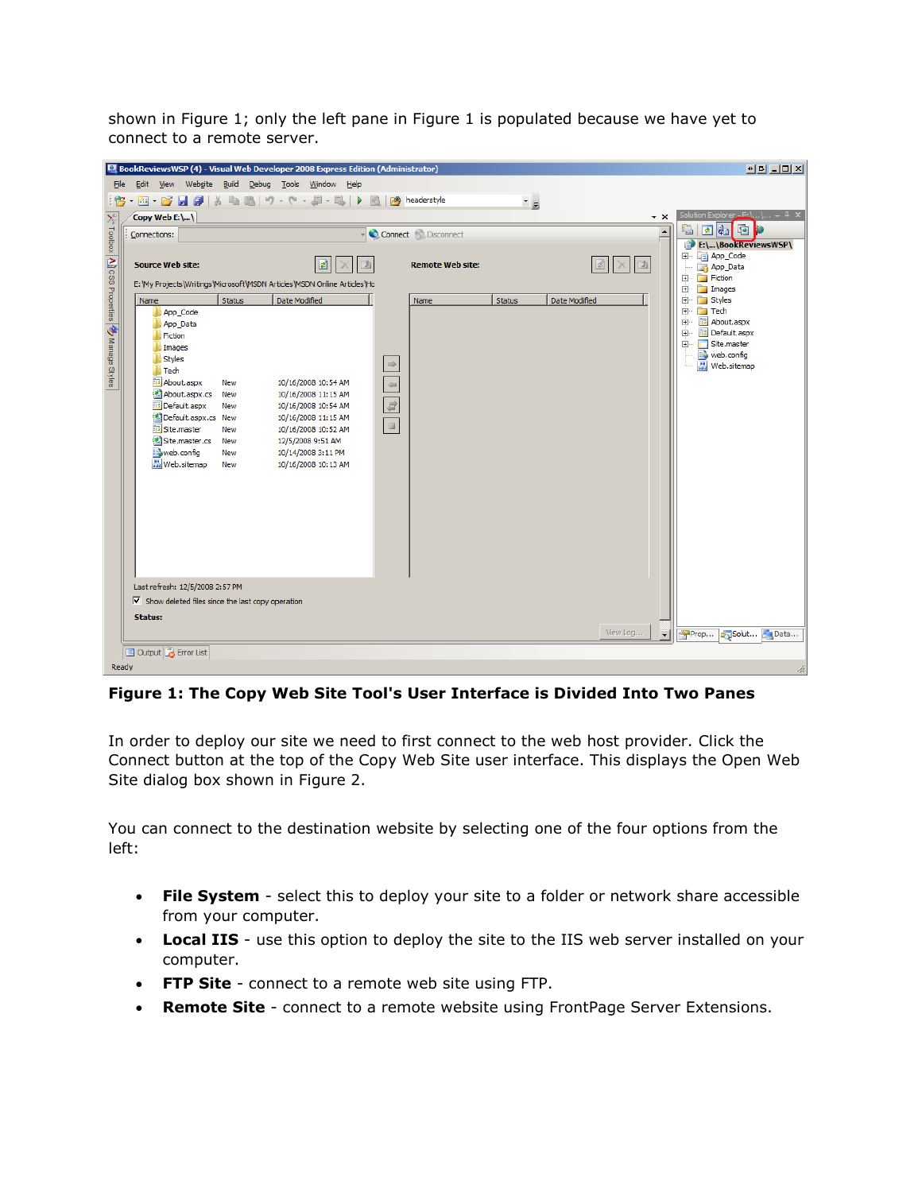shown in Figure 1; only the left pane in Figure 1 is populated because we have yet to connect to a remote server.

**Figure 1: The Copy Web Site Tool's User Interface is Divided Into Two Panes**

In order to deploy our site we need to first connect to the web host provider. Click the Connect button at the top of the Copy Web Site user interface. This displays the Open Web Site dialog box shown in Figure 2.

You can connect to the destination website by selecting one of the four options from the left:

- **File System** - select this to deploy your site to a folder or network share accessible from your computer.
- **Local IIS** - use this option to deploy the site to the IIS web server installed on your computer.
- **FTP Site** - connect to a remote web site using FTP.
- **Remote Site** - connect to a remote website using FrontPage Server Extensions.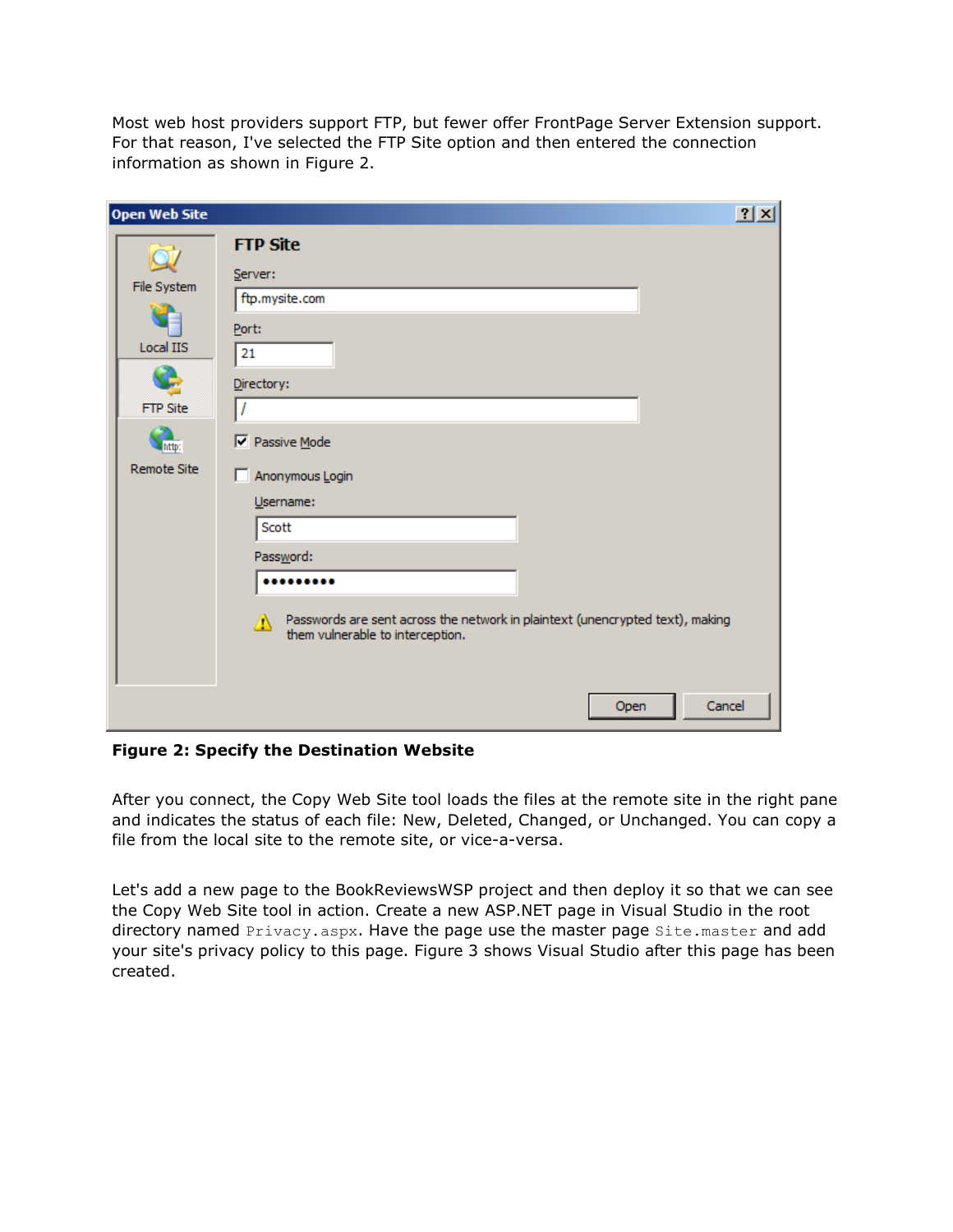Most web host providers support FTP, but fewer offer FrontPage Server Extension support. For that reason, I've selected the FTP Site option and then entered the connection information as shown in Figure 2.

**Figure 2: Specify the Destination Website**

After you connect, the Copy Web Site tool loads the files at the remote site in the right pane and indicates the status of each file: New, Deleted, Changed, or Unchanged. You can copy a file from the local site to the remote site, or vice-a-versa.

Let's add a new page to the BookReviewsWSP project and then deploy it so that we can see the Copy Web Site tool in action. Create a new ASP.NET page in Visual Studio in the root directory named `Privacy.aspx`. Have the page use the master page `Site.master` and add your site's privacy policy to this page. Figure 3 shows Visual Studio after this page has been created.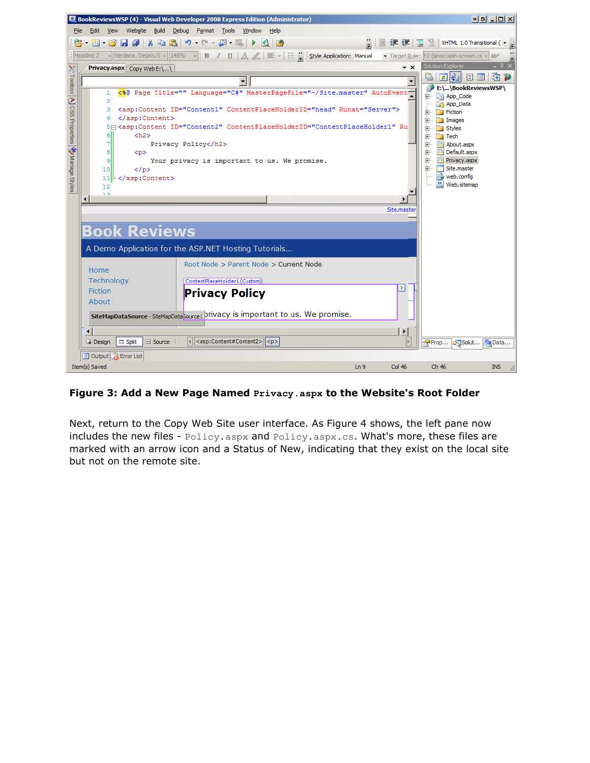**Figure 3: Add a New Page Named `Privacy.aspx` to the Website's Root Folder**

Next, return to the Copy Web Site user interface. As Figure 4 shows, the left pane now includes the new files - `Policy.aspx` and `Policy.aspx.cs`. What's more, these files are marked with an arrow icon and a Status of New, indicating that they exist on the local site but not on the remote site.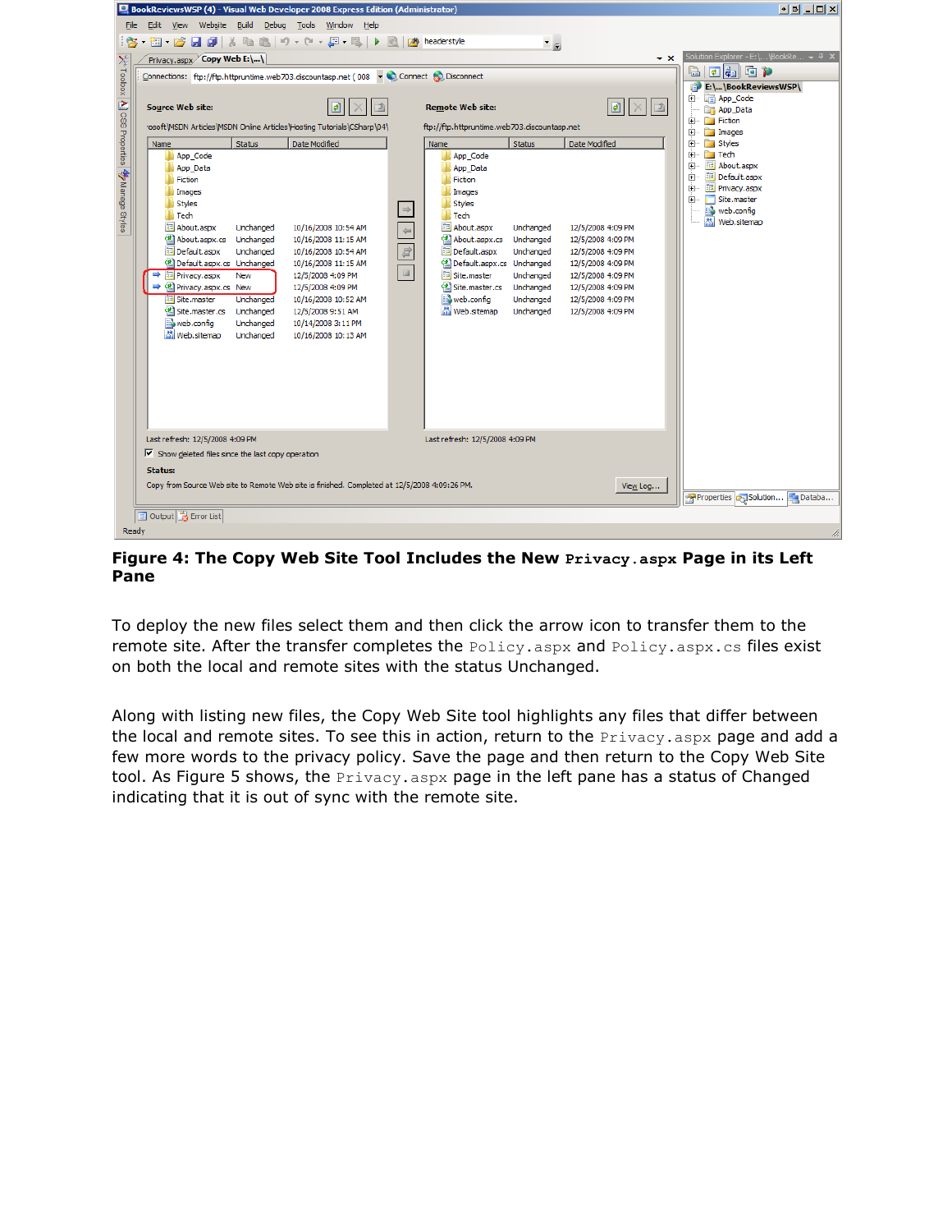**Figure 4: The Copy Web Site Tool Includes the New `Privacy.aspx` Page in its Left Pane**

To deploy the new files select them and then click the arrow icon to transfer them to the remote site. After the transfer completes the `Policy.aspx` and `Policy.aspx.cs` files exist on both the local and remote sites with the status Unchanged.

Along with listing new files, the Copy Web Site tool highlights any files that differ between the local and remote sites. To see this in action, return to the `Privacy.aspx` page and add a few more words to the privacy policy. Save the page and then return to the Copy Web Site tool. As Figure 5 shows, the `Privacy.aspx` page in the left pane has a status of Changed indicating that it is out of sync with the remote site.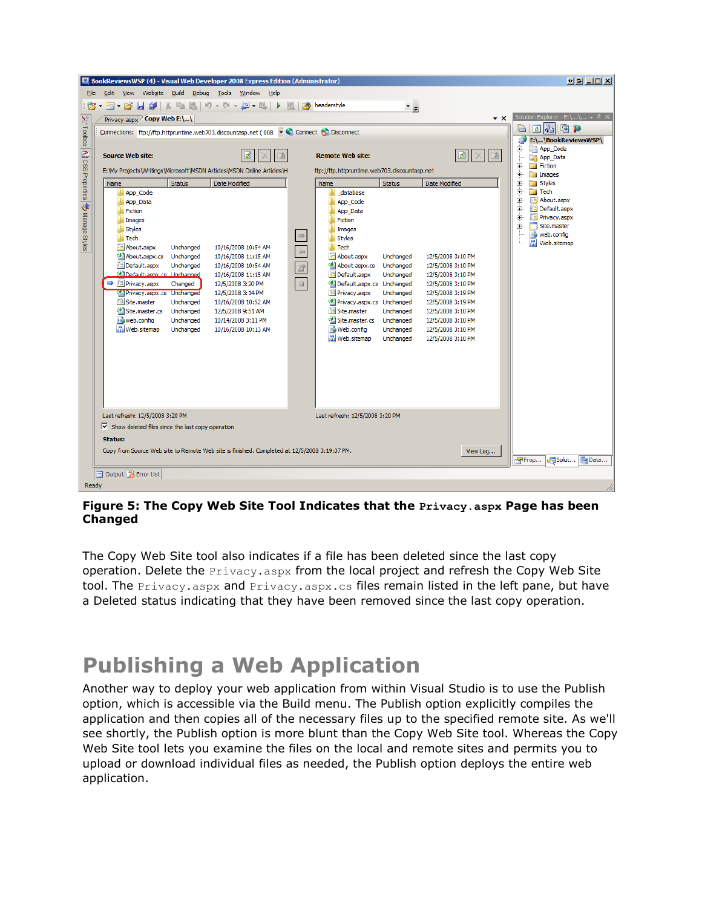**Figure 5: The Copy Web Site Tool Indicates that the `Privacy.aspx` Page has been Changed**

The Copy Web Site tool also indicates if a file has been deleted since the last copy operation. Delete the `Privacy.aspx` from the local project and refresh the Copy Web Site tool. The `Privacy.aspx` and `Privacy.aspx.cs` files remain listed in the left pane, but have a Deleted status indicating that they have been removed since the last copy operation.

# Publishing a Web Application

Another way to deploy your web application from within Visual Studio is to use the Publish option, which is accessible via the Build menu. The Publish option explicitly compiles the application and then copies all of the necessary files up to the specified remote site. As we'll see shortly, the Publish option is more blunt than the Copy Web Site tool. Whereas the Copy Web Site tool lets you examine the files on the local and remote sites and permits you to upload or download individual files as needed, the Publish option deploys the entire web application.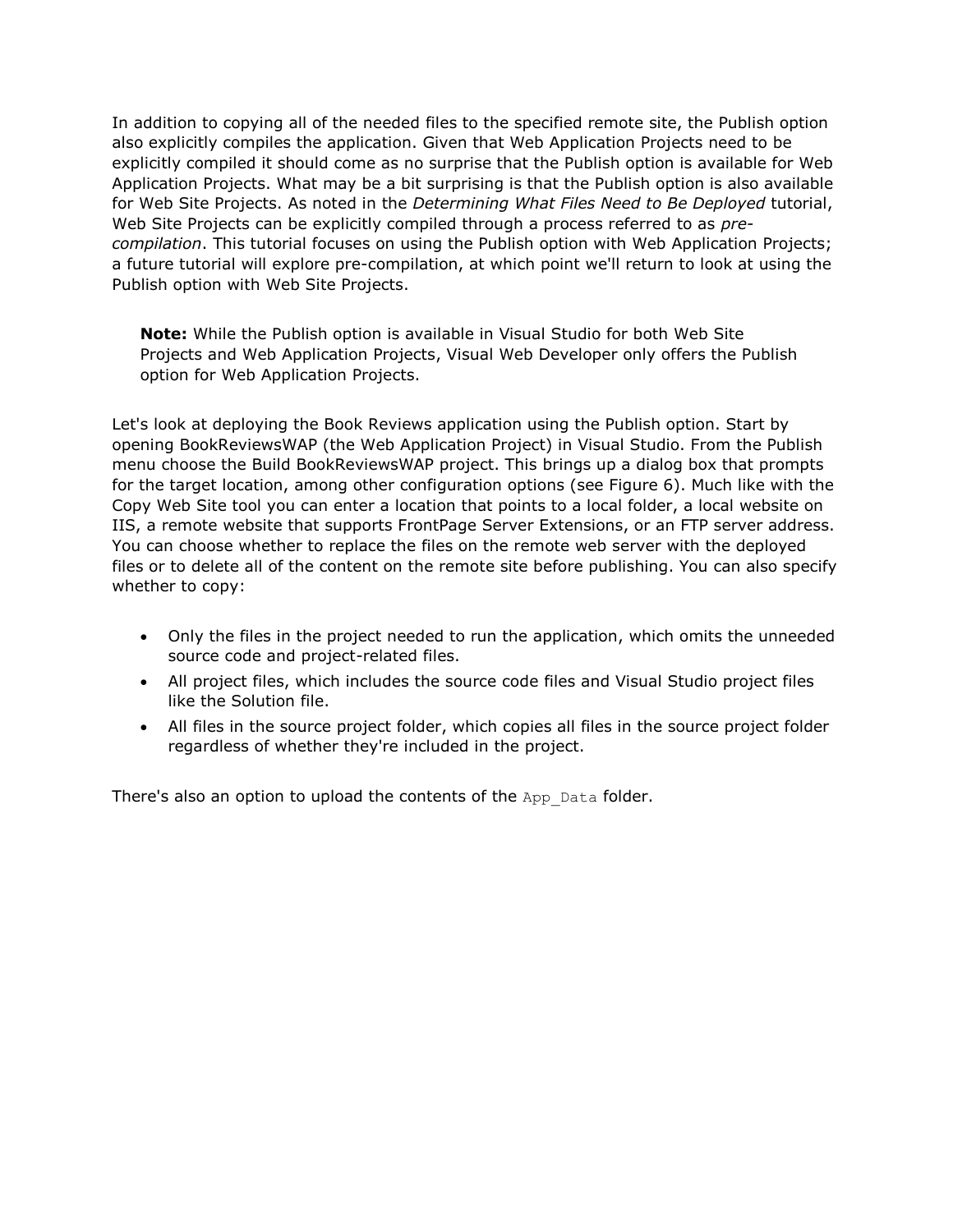In addition to copying all of the needed files to the specified remote site, the Publish option also explicitly compiles the application. Given that Web Application Projects need to be explicitly compiled it should come as no surprise that the Publish option is available for Web Application Projects. What may be a bit surprising is that the Publish option is also available for Web Site Projects. As noted in the *Determining What Files Need to Be Deployed* tutorial, Web Site Projects can be explicitly compiled through a process referred to as *pre-compilation*. This tutorial focuses on using the Publish option with Web Application Projects; a future tutorial will explore pre-compilation, at which point we'll return to look at using the Publish option with Web Site Projects.

> **Note:** While the Publish option is available in Visual Studio for both Web Site Projects and Web Application Projects, Visual Web Developer only offers the Publish option for Web Application Projects.

Let's look at deploying the Book Reviews application using the Publish option. Start by opening BookReviewsWAP (the Web Application Project) in Visual Studio. From the Publish menu choose the Build BookReviewsWAP project. This brings up a dialog box that prompts for the target location, among other configuration options (see Figure 6). Much like with the Copy Web Site tool you can enter a location that points to a local folder, a local website on IIS, a remote website that supports FrontPage Server Extensions, or an FTP server address. You can choose whether to replace the files on the remote web server with the deployed files or to delete all of the content on the remote site before publishing. You can also specify whether to copy:

- Only the files in the project needed to run the application, which omits the unneeded source code and project-related files.
- All project files, which includes the source code files and Visual Studio project files like the Solution file.
- All files in the source project folder, which copies all files in the source project folder regardless of whether they're included in the project.

There's also an option to upload the contents of the `App_Data` folder.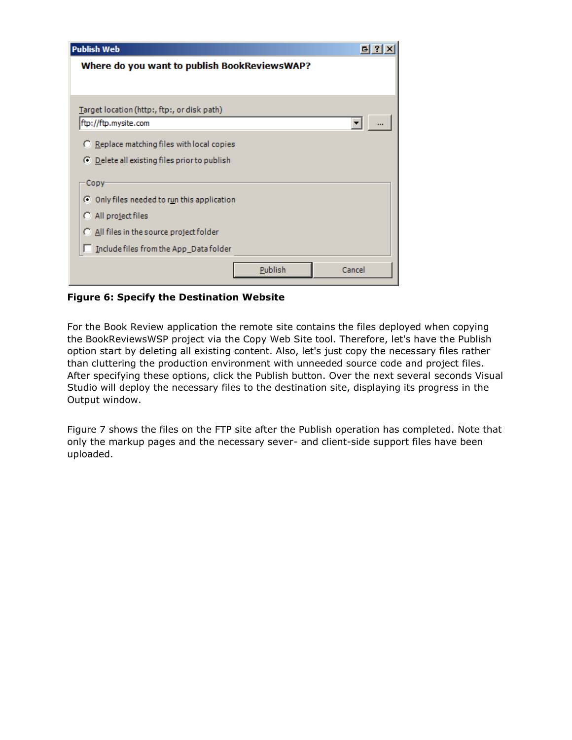**Figure 6: Specify the Destination Website**

For the Book Review application the remote site contains the files deployed when copying the BookReviewsWSP project via the Copy Web Site tool. Therefore, let's have the Publish option start by deleting all existing content. Also, let's just copy the necessary files rather than cluttering the production environment with unneeded source code and project files. After specifying these options, click the Publish button. Over the next several seconds Visual Studio will deploy the necessary files to the destination site, displaying its progress in the Output window.

Figure 7 shows the files on the FTP site after the Publish operation has completed. Note that only the markup pages and the necessary sever- and client-side support files have been uploaded.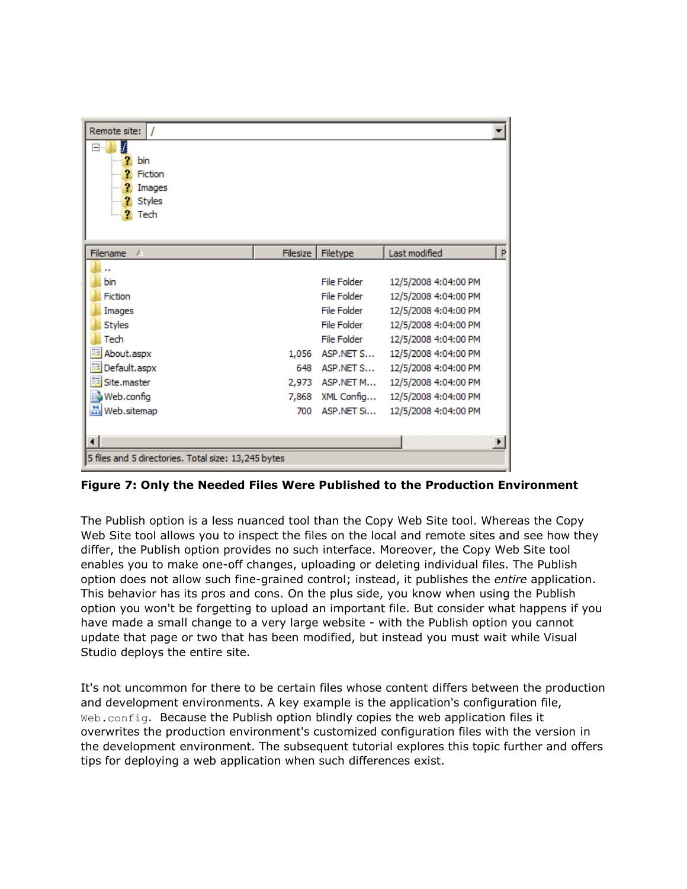**Figure 7: Only the Needed Files Were Published to the Production Environment**

The Publish option is a less nuanced tool than the Copy Web Site tool. Whereas the Copy Web Site tool allows you to inspect the files on the local and remote sites and see how they differ, the Publish option provides no such interface. Moreover, the Copy Web Site tool enables you to make one-off changes, uploading or deleting individual files. The Publish option does not allow such fine-grained control; instead, it publishes the *entire* application. This behavior has its pros and cons. On the plus side, you know when using the Publish option you won't be forgetting to upload an important file. But consider what happens if you have made a small change to a very large website - with the Publish option you cannot update that page or two that has been modified, but instead you must wait while Visual Studio deploys the entire site.

It's not uncommon for there to be certain files whose content differs between the production and development environments. A key example is the application's configuration file, `Web.config`. Because the Publish option blindly copies the web application files it overwrites the production environment's customized configuration files with the version in the development environment. The subsequent tutorial explores this topic further and offers tips for deploying a web application when such differences exist.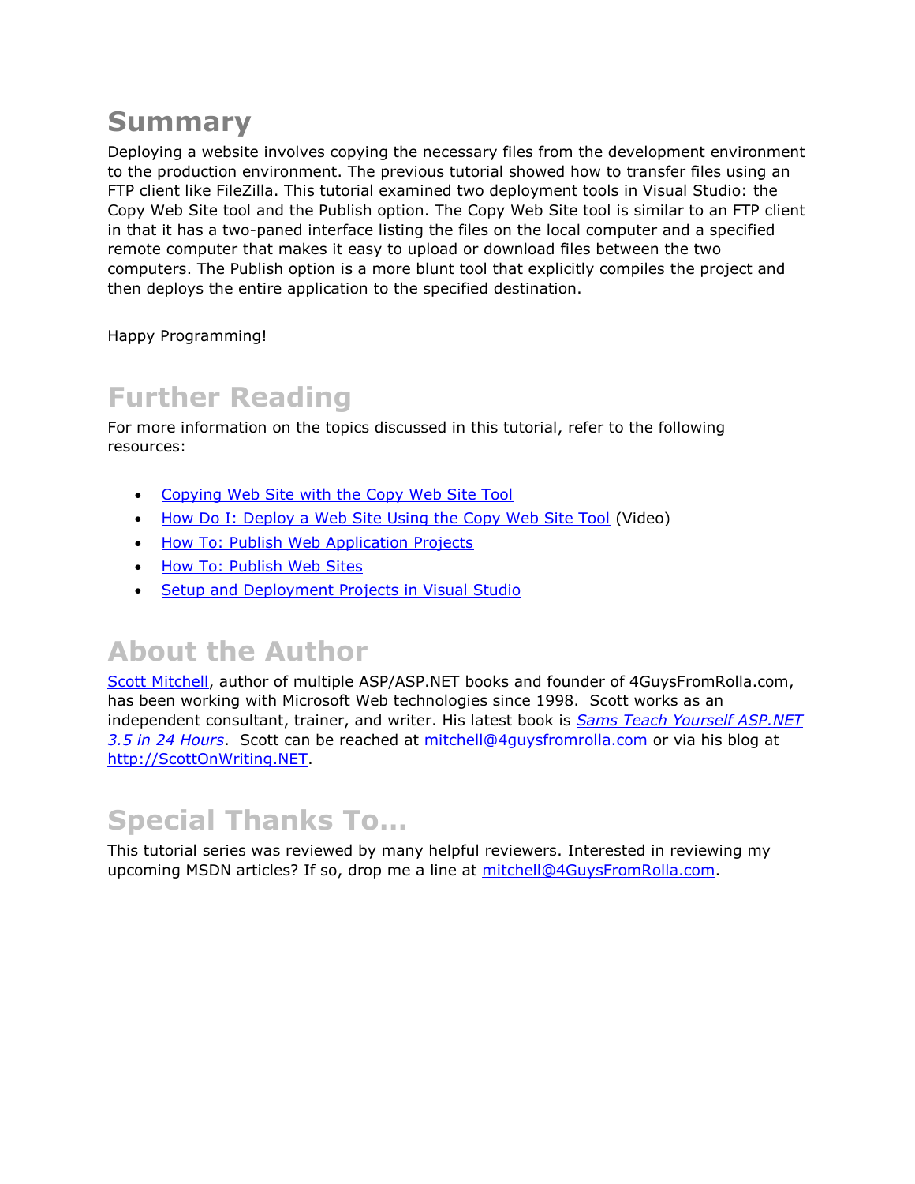## Summary

Deploying a website involves copying the necessary files from the development environment to the production environment. The previous tutorial showed how to transfer files using an FTP client like FileZilla. This tutorial examined two deployment tools in Visual Studio: the Copy Web Site tool and the Publish option. The Copy Web Site tool is similar to an FTP client in that it has a two-paned interface listing the files on the local computer and a specified remote computer that makes it easy to upload or download files between the two computers. The Publish option is a more blunt tool that explicitly compiles the project and then deploys the entire application to the specified destination.

Happy Programming!

## Further Reading

For more information on the topics discussed in this tutorial, refer to the following resources:

- Copying Web Site with the Copy Web Site Tool
- How Do I: Deploy a Web Site Using the Copy Web Site Tool (Video)
- How To: Publish Web Application Projects
- How To: Publish Web Sites
- Setup and Deployment Projects in Visual Studio

## About the Author

Scott Mitchell, author of multiple ASP/ASP.NET books and founder of 4GuysFromRolla.com, has been working with Microsoft Web technologies since 1998. Scott works as an independent consultant, trainer, and writer. His latest book is *Sams Teach Yourself ASP.NET 3.5 in 24 Hours*. Scott can be reached at mitchell@4guysfromrolla.com or via his blog at http://ScottOnWriting.NET.

## Special Thanks To…

This tutorial series was reviewed by many helpful reviewers. Interested in reviewing my upcoming MSDN articles? If so, drop me a line at mitchell@4GuysFromRolla.com.